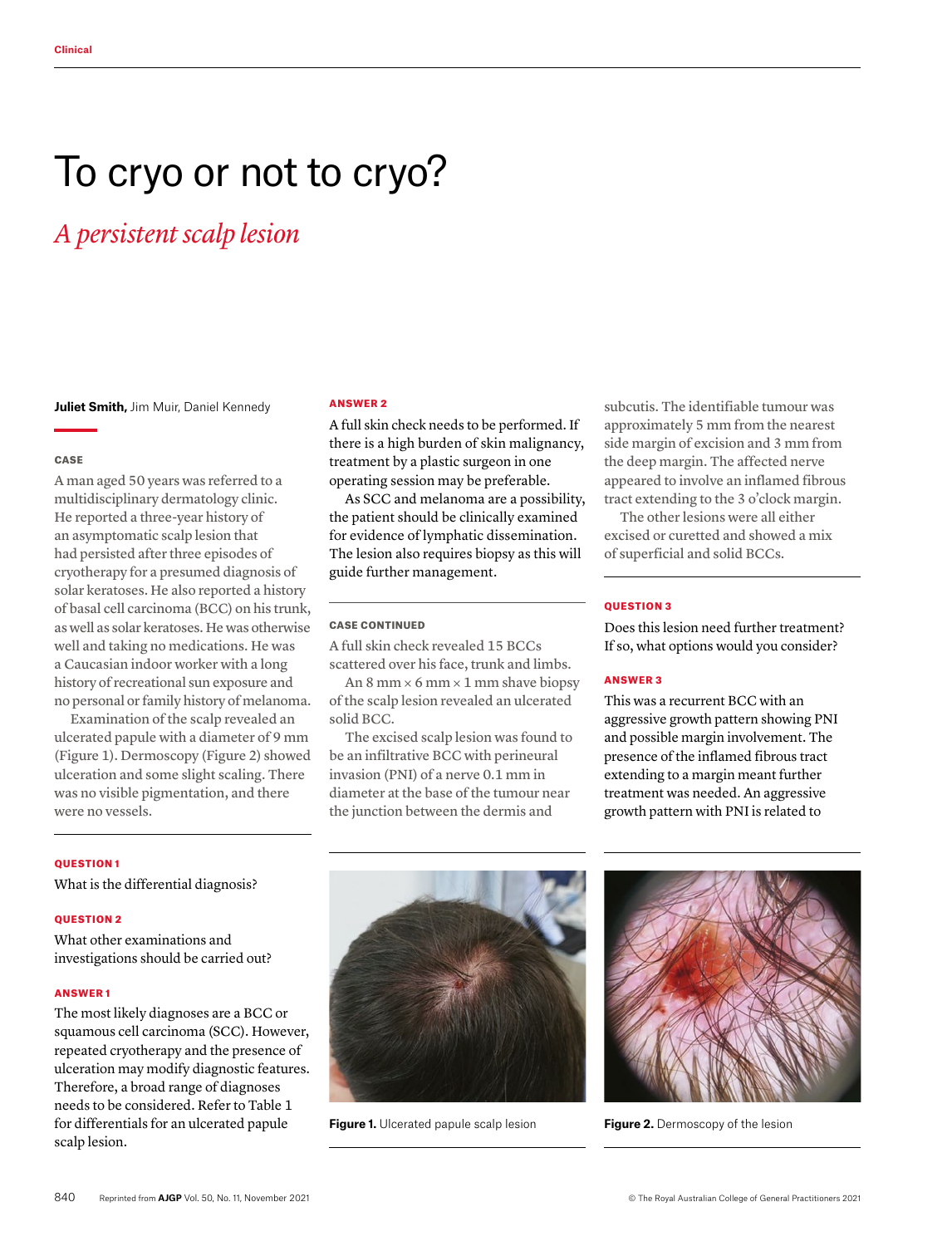Clinical

# To cryo or not to cryo?

## *A persistent scalp lesion*

**Juliet Smith,** Jim Muir, Daniel Kennedy

### CASE

A man aged 50 years was referred to a multidisciplinary dermatology clinic. He reported a three-year history of an asymptomatic scalp lesion that had persisted after three episodes of cryotherapy for a presumed diagnosis of solar keratoses. He also reported a history of basal cell carcinoma (BCC) on his trunk, as well as solar keratoses. He was otherwise well and taking no medications. He was a Caucasian indoor worker with a long history of recreational sun exposure and no personal or family history of melanoma.

Examination of the scalp revealed an ulcerated papule with a diameter of 9 mm (Figure 1). Dermoscopy (Figure 2) showed ulceration and some slight scaling. There was no visible pigmentation, and there were no vessels.

### QUESTION 1

What is the differential diagnosis?

### QUESTION 2

What other examinations and investigations should be carried out?

### ANSWER 1

The most likely diagnoses are a BCC or squamous cell carcinoma (SCC). However, repeated cryotherapy and the presence of ulceration may modify diagnostic features. Therefore, a broad range of diagnoses needs to be considered. Refer to Table 1 for differentials for an ulcerated papule scalp lesion.

### ANSWER 2

A full skin check needs to be performed. If there is a high burden of skin malignancy, treatment by a plastic surgeon in one operating session may be preferable.

As SCC and melanoma are a possibility, the patient should be clinically examined for evidence of lymphatic dissemination. The lesion also requires biopsy as this will guide further management.

### CASE CONTINUED

A full skin check revealed 15 BCCs scattered over his face, trunk and limbs.

An 8 mm × 6 mm × 1 mm shave biopsy of the scalp lesion revealed an ulcerated solid BCC.

The excised scalp lesion was found to be an infiltrative BCC with perineural invasion (PNI) of a nerve 0.1 mm in diameter at the base of the tumour near the junction between the dermis and subcutis. The identifiable tumour was approximately 5 mm from the nearest side margin of excision and 3 mm from the deep margin. The affected nerve appeared to involve an inflamed fibrous tract extending to the 3 o'clock margin.

The other lesions were all either excised or curetted and showed a mix of superficial and solid BCCs.

### QUESTION 3

Does this lesion need further treatment? If so, what options would you consider?

### ANSWER 3

This was a recurrent BCC with an aggressive growth pattern showing PNI and possible margin involvement. The presence of the inflamed fibrous tract extending to a margin meant further treatment was needed. An aggressive growth pattern with PNI is related to

**Figure 1.** Ulcerated papule scalp lesion

**Figure 2.** Dermoscopy of the lesion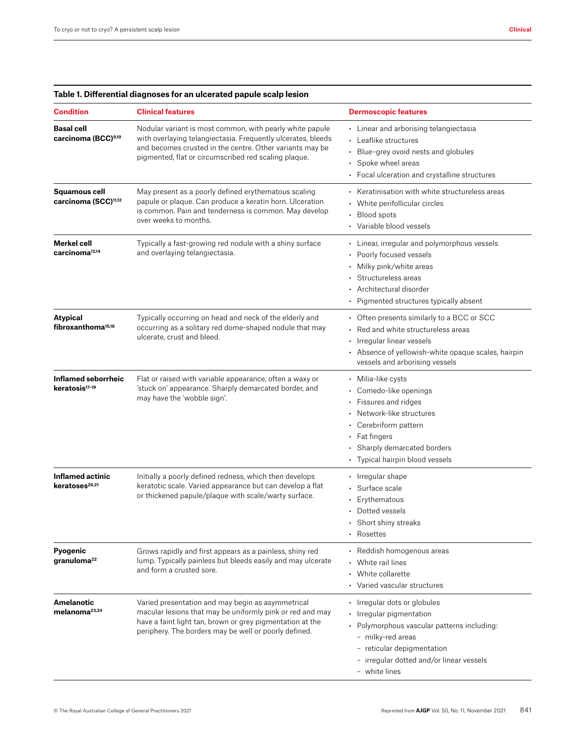**Table 1. Differential diagnoses for an ulcerated papule scalp lesion**

| Condition | Clinical features | Dermoscopic features |
|---|---|---|
| **Basal cell carcinoma (BCC)**[9,10] | Nodular variant is most common, with pearly white papule with overlaying telangiectasia. Frequently ulcerates, bleeds and becomes crusted in the centre. Other variants may be pigmented, flat or circumscribed red scaling plaque. | • Linear and arborising telangiectasia<br>• Leaflike structures<br>• Blue–grey ovoid nests and globules<br>• Spoke wheel areas<br>• Focal ulceration and crystalline structures |
| **Squamous cell carcinoma (SCC)**[11,12] | May present as a poorly defined erythematous scaling papule or plaque. Can produce a keratin horn. Ulceration is common. Pain and tenderness is common. May develop over weeks to months. | • Keratinisation with white structureless areas<br>• White perifollicular circles<br>• Blood spots<br>• Variable blood vessels |
| **Merkel cell carcinoma**[13,14] | Typically a fast-growing red nodule with a shiny surface and overlaying telangiectasia. | • Linear, irregular and polymorphous vessels<br>• Poorly focused vessels<br>• Milky pink/white areas<br>• Structureless areas<br>• Architectural disorder<br>• Pigmented structures typically absent |
| **Atypical fibroxanthoma**[15,16] | Typically occurring on head and neck of the elderly and occurring as a solitary red dome-shaped nodule that may ulcerate, crust and bleed. | • Often presents similarly to a BCC or SCC<br>• Red and white structureless areas<br>• Irregular linear vessels<br>• Absence of yellowish-white opaque scales, hairpin vessels and arborising vessels |
| **Inflamed seborrheic keratosis**[17–19] | Flat or raised with variable appearance, often a waxy or 'stuck on' appearance. Sharply demarcated border, and may have the 'wobble sign'. | • Milia-like cysts<br>• Comedo-like openings<br>• Fissures and ridges<br>• Network-like structures<br>• Cerebriform pattern<br>• Fat fingers<br>• Sharply demarcated borders<br>• Typical hairpin blood vessels |
| **Inflamed actinic keratoses**[20,21] | Initially a poorly defined redness, which then develops keratotic scale. Varied appearance but can develop a flat or thickened papule/plaque with scale/warty surface. | • Irregular shape<br>• Surface scale<br>• Erythematous<br>• Dotted vessels<br>• Short shiny streaks<br>• Rosettes |
| **Pyogenic granuloma**[22] | Grows rapidly and first appears as a painless, shiny red lump. Typically painless but bleeds easily and may ulcerate and form a crusted sore. | • Reddish homogenous areas<br>• White rail lines<br>• White collarette<br>• Varied vascular structures |
| **Amelanotic melanoma**[23,24] | Varied presentation and may begin as asymmetrical macular lesions that may be uniformly pink or red and may have a faint light tan, brown or grey pigmentation at the periphery. The borders may be well or poorly defined. | • Irregular dots or globules<br>• Irregular pigmentation<br>• Polymorphous vascular patterns including:<br>– milky-red areas<br>– reticular depigmentation<br>– irregular dotted and/or linear vessels<br>– white lines |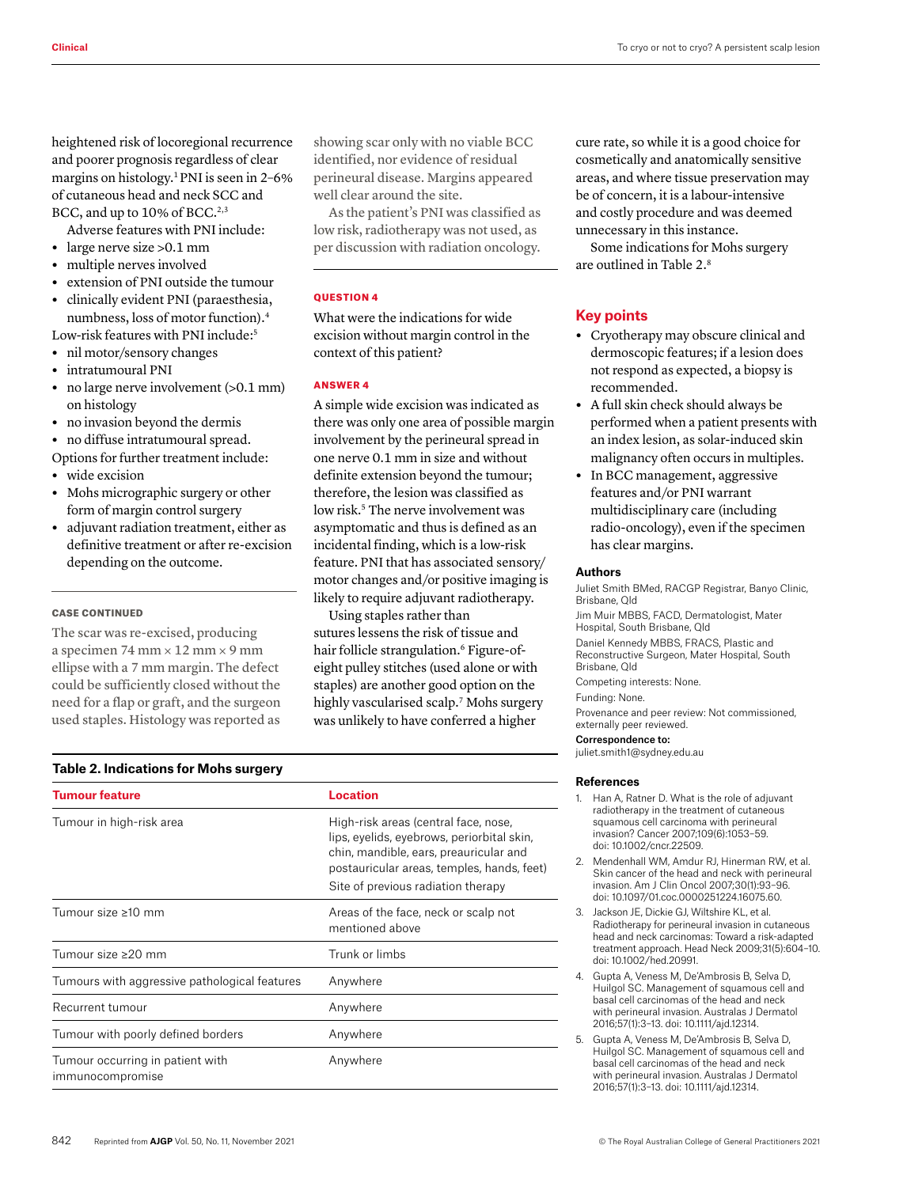heightened risk of locoregional recurrence and poorer prognosis regardless of clear margins on histology.[1] PNI is seen in 2–6% of cutaneous head and neck SCC and BCC, and up to 10% of BCC.[2,3]

Adverse features with PNI include:

- large nerve size >0.1 mm
- multiple nerves involved
- extension of PNI outside the tumour
- clinically evident PNI (paraesthesia, numbness, loss of motor function).[4]

Low-risk features with PNI include:[5]

- nil motor/sensory changes
- intratumoural PNI
- no large nerve involvement (>0.1 mm) on histology
- no invasion beyond the dermis
- no diffuse intratumoural spread.

Options for further treatment include:

- wide excision
- Mohs micrographic surgery or other form of margin control surgery
- adjuvant radiation treatment, either as definitive treatment or after re-excision depending on the outcome.

### CASE CONTINUED

The scar was re-excised, producing a specimen 74 mm × 12 mm × 9 mm ellipse with a 7 mm margin. The defect could be sufficiently closed without the need for a flap or graft, and the surgeon used staples. Histology was reported as showing scar only with no viable BCC identified, nor evidence of residual perineural disease. Margins appeared well clear around the site.

As the patient's PNI was classified as low risk, radiotherapy was not used, as per discussion with radiation oncology.

### QUESTION 4

What were the indications for wide excision without margin control in the context of this patient?

### ANSWER 4

A simple wide excision was indicated as there was only one area of possible margin involvement by the perineural spread in one nerve 0.1 mm in size and without definite extension beyond the tumour; therefore, the lesion was classified as low risk.[5] The nerve involvement was asymptomatic and thus is defined as an incidental finding, which is a low-risk feature. PNI that has associated sensory/motor changes and/or positive imaging is likely to require adjuvant radiotherapy.

Using staples rather than sutures lessens the risk of tissue and hair follicle strangulation.[6] Figure-of-eight pulley stitches (used alone or with staples) are another good option on the highly vascularised scalp.[7] Mohs surgery was unlikely to have conferred a higher cure rate, so while it is a good choice for cosmetically and anatomically sensitive areas, and where tissue preservation may be of concern, it is a labour-intensive and costly procedure and was deemed unnecessary in this instance.

Some indications for Mohs surgery are outlined in Table 2.[8]

**Table 2. Indications for Mohs surgery**

| Tumour feature | Location |
|---|---|
| Tumour in high-risk area | High-risk areas (central face, nose, lips, eyelids, eyebrows, periorbital skin, chin, mandible, ears, preauricular and postauricular areas, temples, hands, feet)<br>Site of previous radiation therapy |
| Tumour size ≥10 mm | Areas of the face, neck or scalp not mentioned above |
| Tumour size ≥20 mm | Trunk or limbs |
| Tumours with aggressive pathological features | Anywhere |
| Recurrent tumour | Anywhere |
| Tumour with poorly defined borders | Anywhere |
| Tumour occurring in patient with immunocompromise | Anywhere |

## Key points

- Cryotherapy may obscure clinical and dermoscopic features; if a lesion does not respond as expected, a biopsy is recommended.
- A full skin check should always be performed when a patient presents with an index lesion, as solar-induced skin malignancy often occurs in multiples.
- In BCC management, aggressive features and/or PNI warrant multidisciplinary care (including radio-oncology), even if the specimen has clear margins.

### Authors

Juliet Smith BMed, RACGP Registrar, Banyo Clinic, Brisbane, Qld

Jim Muir MBBS, FACD, Dermatologist, Mater Hospital, South Brisbane, Qld

Daniel Kennedy MBBS, FRACS, Plastic and Reconstructive Surgeon, Mater Hospital, South Brisbane, Qld

Competing interests: None.

Funding: None.

Provenance and peer review: Not commissioned, externally peer reviewed.

**Correspondence to:**

juliet.smith1@sydney.edu.au

### References

1. Han A, Ratner D. What is the role of adjuvant radiotherapy in the treatment of cutaneous squamous cell carcinoma with perineural invasion? Cancer 2007;109(6):1053–59. doi: 10.1002/cncr.22509.
2. Mendenhall WM, Amdur RJ, Hinerman RW, et al. Skin cancer of the head and neck with perineural invasion. Am J Clin Oncol 2007;30(1):93–96. doi: 10.1097/01.coc.0000251224.16075.60.
3. Jackson JE, Dickie GJ, Wiltshire KL, et al. Radiotherapy for perineural invasion in cutaneous head and neck carcinomas: Toward a risk-adapted treatment approach. Head Neck 2009;31(5):604–10. doi: 10.1002/hed.20991.
4. Gupta A, Veness M, De'Ambrosis B, Selva D, Huilgol SC. Management of squamous cell and basal cell carcinomas of the head and neck with perineural invasion. Australas J Dermatol 2016;57(1):3–13. doi: 10.1111/ajd.12314.
5. Gupta A, Veness M, De'Ambrosis B, Selva D, Huilgol SC. Management of squamous cell and basal cell carcinomas of the head and neck with perineural invasion. Australas J Dermatol 2016;57(1):3–13. doi: 10.1111/ajd.12314.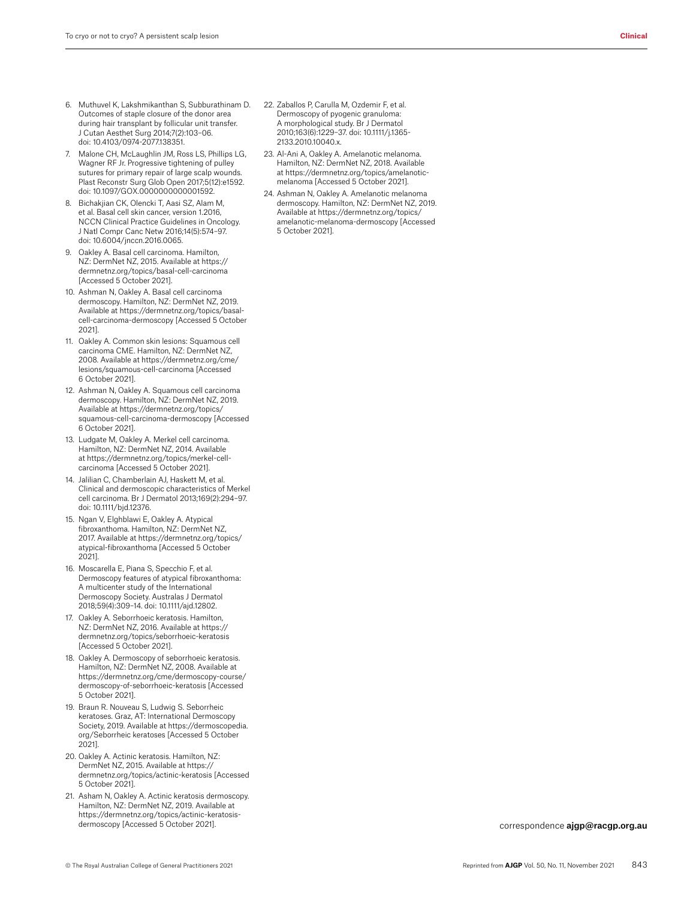6. Muthuvel K, Lakshmikanthan S, Subburathinam D. Outcomes of staple closure of the donor area during hair transplant by follicular unit transfer. J Cutan Aesthet Surg 2014;7(2):103–06. doi: 10.4103/0974-2077.138351.
7. Malone CH, McLaughlin JM, Ross LS, Phillips LG, Wagner RF Jr. Progressive tightening of pulley sutures for primary repair of large scalp wounds. Plast Reconstr Surg Glob Open 2017;5(12):e1592. doi: 10.1097/GOX.0000000000001592.
8. Bichakjian CK, Olencki T, Aasi SZ, Alam M, et al. Basal cell skin cancer, version 1.2016, NCCN Clinical Practice Guidelines in Oncology. J Natl Compr Canc Netw 2016;14(5):574–97. doi: 10.6004/jnccn.2016.0065.
9. Oakley A. Basal cell carcinoma. Hamilton, NZ: DermNet NZ, 2015. Available at https://dermnetnz.org/topics/basal-cell-carcinoma [Accessed 5 October 2021].
10. Ashman N, Oakley A. Basal cell carcinoma dermoscopy. Hamilton, NZ: DermNet NZ, 2019. Available at https://dermnetnz.org/topics/basal-cell-carcinoma-dermoscopy [Accessed 5 October 2021].
11. Oakley A. Common skin lesions: Squamous cell carcinoma CME. Hamilton, NZ: DermNet NZ, 2008. Available at https://dermnetnz.org/cme/lesions/squamous-cell-carcinoma [Accessed 6 October 2021].
12. Ashman N, Oakley A. Squamous cell carcinoma dermoscopy. Hamilton, NZ: DermNet NZ, 2019. Available at https://dermnetnz.org/topics/squamous-cell-carcinoma-dermoscopy [Accessed 6 October 2021].
13. Ludgate M, Oakley A. Merkel cell carcinoma. Hamilton, NZ: DermNet NZ, 2014. Available at https://dermnetnz.org/topics/merkel-cell-carcinoma [Accessed 5 October 2021].
14. Jalilian C, Chamberlain AJ, Haskett M, et al. Clinical and dermoscopic characteristics of Merkel cell carcinoma. Br J Dermatol 2013;169(2):294–97. doi: 10.1111/bjd.12376.
15. Ngan V, Elghblawi E, Oakley A. Atypical fibroxanthoma. Hamilton, NZ: DermNet NZ, 2017. Available at https://dermnetnz.org/topics/atypical-fibroxanthoma [Accessed 5 October 2021].
16. Moscarella E, Piana S, Specchio F, et al. Dermoscopy features of atypical fibroxanthoma: A multicenter study of the International Dermoscopy Society. Australas J Dermatol 2018;59(4):309–14. doi: 10.1111/ajd.12802.
17. Oakley A. Seborrhoeic keratosis. Hamilton, NZ: DermNet NZ, 2016. Available at https://dermnetnz.org/topics/seborrhoeic-keratosis [Accessed 5 October 2021].
18. Oakley A. Dermoscopy of seborrhoeic keratosis. Hamilton, NZ: DermNet NZ, 2008. Available at https://dermnetnz.org/cme/dermoscopy-course/dermoscopy-of-seborrhoeic-keratosis [Accessed 5 October 2021].
19. Braun R. Nouveau S, Ludwig S. Seborrheic keratoses. Graz, AT: International Dermoscopy Society, 2019. Available at https://dermoscopedia.org/Seborrheic keratoses [Accessed 5 October 2021].
20. Oakley A. Actinic keratosis. Hamilton, NZ: DermNet NZ, 2015. Available at https://dermnetnz.org/topics/actinic-keratosis [Accessed 5 October 2021].
21. Asham N, Oakley A. Actinic keratosis dermoscopy. Hamilton, NZ: DermNet NZ, 2019. Available at https://dermnetnz.org/topics/actinic-keratosis-dermoscopy [Accessed 5 October 2021].
22. Zaballos P, Carulla M, Ozdemir F, et al. Dermoscopy of pyogenic granuloma: A morphological study. Br J Dermatol 2010;163(6):1229–37. doi: 10.1111/j.1365-2133.2010.10040.x.
23. Al-Ani A, Oakley A. Amelanotic melanoma. Hamilton, NZ: DermNet NZ, 2018. Available at https://dermnetnz.org/topics/amelanotic-melanoma [Accessed 5 October 2021].
24. Ashman N, Oakley A. Amelanotic melanoma dermoscopy. Hamilton, NZ: DermNet NZ, 2019. Available at https://dermnetnz.org/topics/amelanotic-melanoma-dermoscopy [Accessed 5 October 2021].

correspondence **ajgp@racgp.org.au**